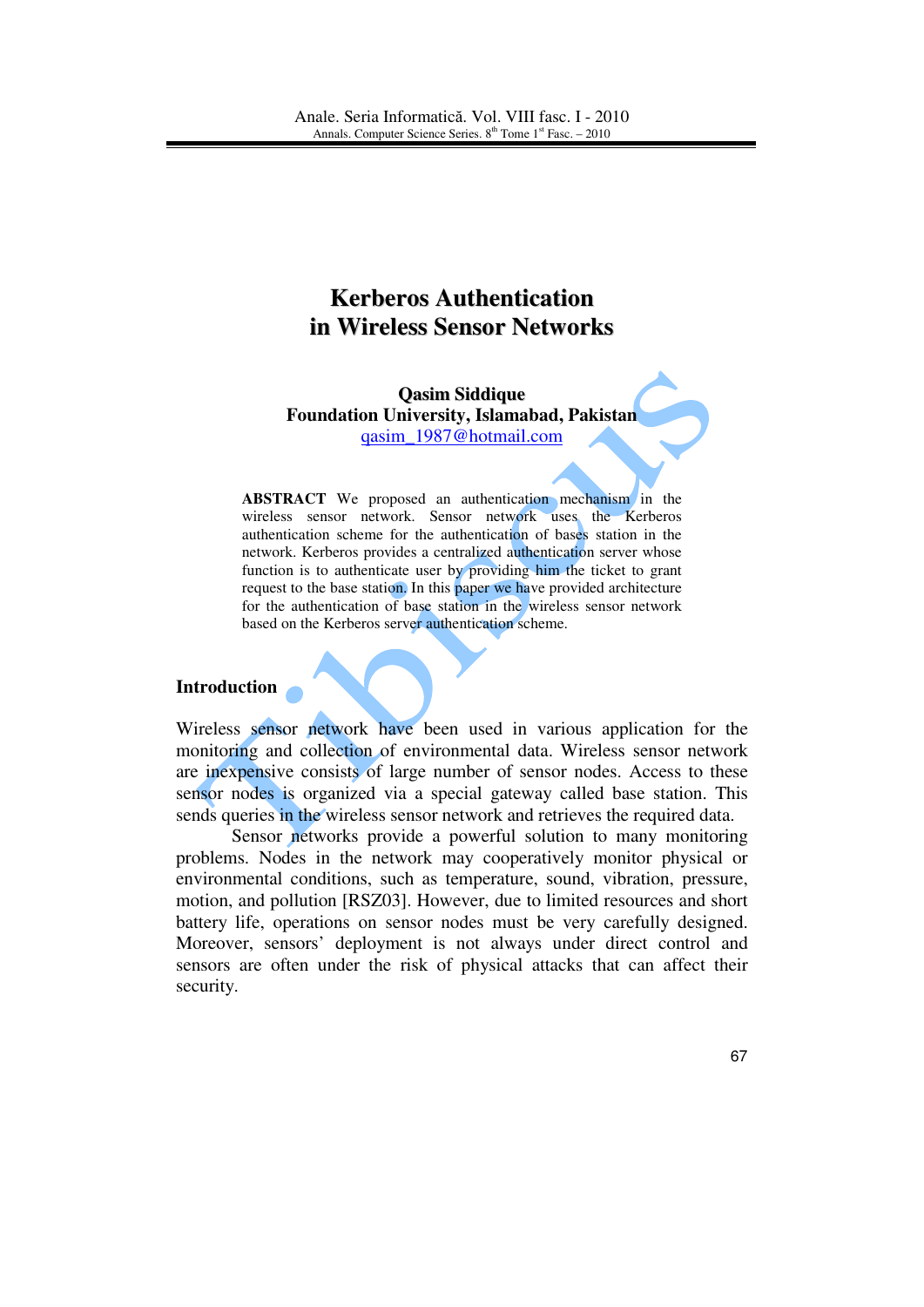# Kerberos Authentication in Wireless Sensor Networks

**Qasim Siddique**
**Foundation University, Islamabad, Pakistan**
qasim_1987@hotmail.com

**ABSTRACT** We proposed an authentication mechanism in the wireless sensor network. Sensor network uses the Kerberos authentication scheme for the authentication of bases station in the network. Kerberos provides a centralized authentication server whose function is to authenticate user by providing him the ticket to grant request to the base station. In this paper we have provided architecture for the authentication of base station in the wireless sensor network based on the Kerberos server authentication scheme.

## Introduction

Wireless sensor network have been used in various application for the monitoring and collection of environmental data. Wireless sensor network are inexpensive consists of large number of sensor nodes. Access to these sensor nodes is organized via a special gateway called base station. This sends queries in the wireless sensor network and retrieves the required data.

Sensor networks provide a powerful solution to many monitoring problems. Nodes in the network may cooperatively monitor physical or environmental conditions, such as temperature, sound, vibration, pressure, motion, and pollution [RSZ03]. However, due to limited resources and short battery life, operations on sensor nodes must be very carefully designed. Moreover, sensors' deployment is not always under direct control and sensors are often under the risk of physical attacks that can affect their security.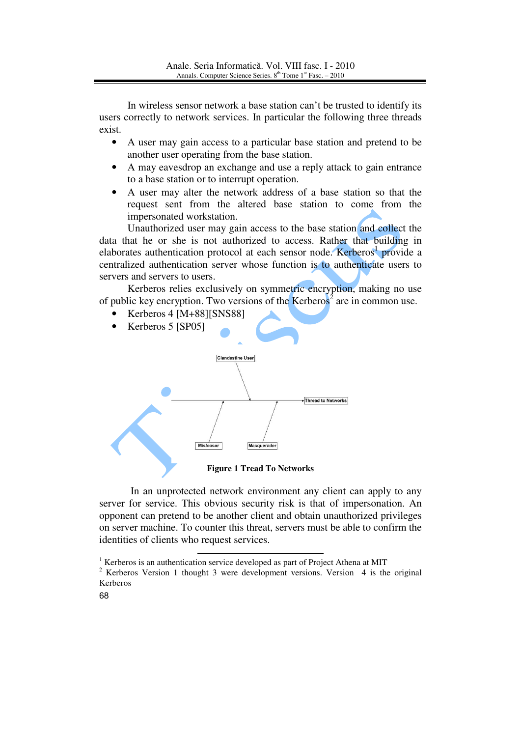In wireless sensor network a base station can't be trusted to identify its users correctly to network services. In particular the following three threads exist.

- A user may gain access to a particular base station and pretend to be another user operating from the base station.
- A may eavesdrop an exchange and use a reply attack to gain entrance to a base station or to interrupt operation.
- A user may alter the network address of a base station so that the request sent from the altered base station to come from the impersonated workstation.

Unauthorized user may gain access to the base station and collect the data that he or she is not authorized to access. Rather that building in elaborates authentication protocol at each sensor node. Kerberos[1] provide a centralized authentication server whose function is to authenticate users to servers and servers to users.

Kerberos relies exclusively on symmetric encryption, making no use of public key encryption. Two versions of the Kerberos[2] are in common use.

- Kerberos 4 [M+88][SNS88]
- Kerberos 5 [SP05]

Clandestine User

Thread to Networks

Misfeasor

Masquerader

**Figure 1 Tread To Networks**

In an unprotected network environment any client can apply to any server for service. This obvious security risk is that of impersonation. An opponent can pretend to be another client and obtain unauthorized privileges on server machine. To counter this threat, servers must be able to confirm the identities of clients who request services.

---

[1] Kerberos is an authentication service developed as part of Project Athena at MIT

[2] Kerberos Version 1 thought 3 were development versions. Version 4 is the original Kerberos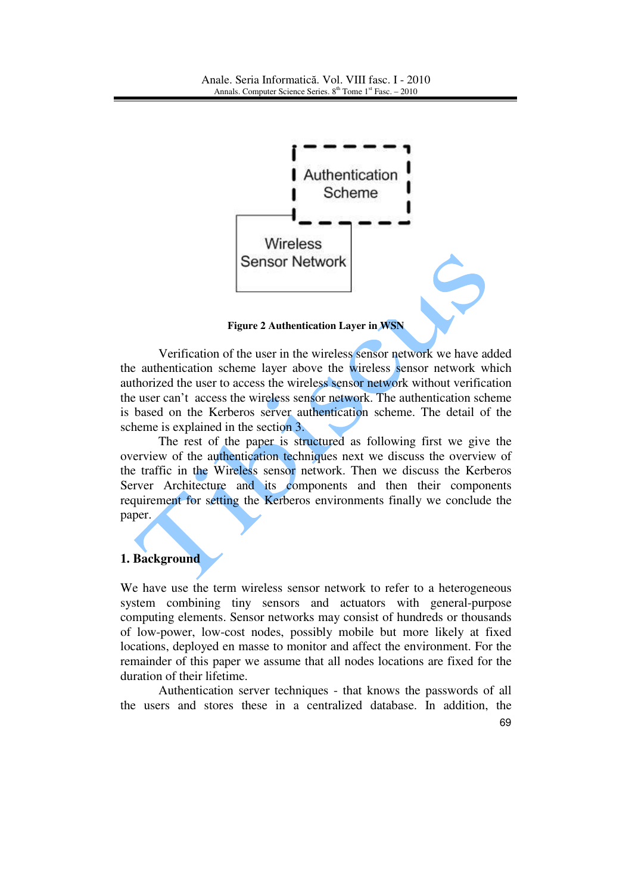Figure 2 Authentication Layer in WSN

Verification of the user in the wireless sensor network we have added the authentication scheme layer above the wireless sensor network which authorized the user to access the wireless sensor network without verification the user can't access the wireless sensor network. The authentication scheme is based on the Kerberos server authentication scheme. The detail of the scheme is explained in the section 3.

The rest of the paper is structured as following first we give the overview of the authentication techniques next we discuss the overview of the traffic in the Wireless sensor network. Then we discuss the Kerberos Server Architecture and its components and then their components requirement for setting the Kerberos environments finally we conclude the paper.

## 1. Background

We have use the term wireless sensor network to refer to a heterogeneous system combining tiny sensors and actuators with general-purpose computing elements. Sensor networks may consist of hundreds or thousands of low-power, low-cost nodes, possibly mobile but more likely at fixed locations, deployed en masse to monitor and affect the environment. For the remainder of this paper we assume that all nodes locations are fixed for the duration of their lifetime.

Authentication server techniques - that knows the passwords of all the users and stores these in a centralized database. In addition, the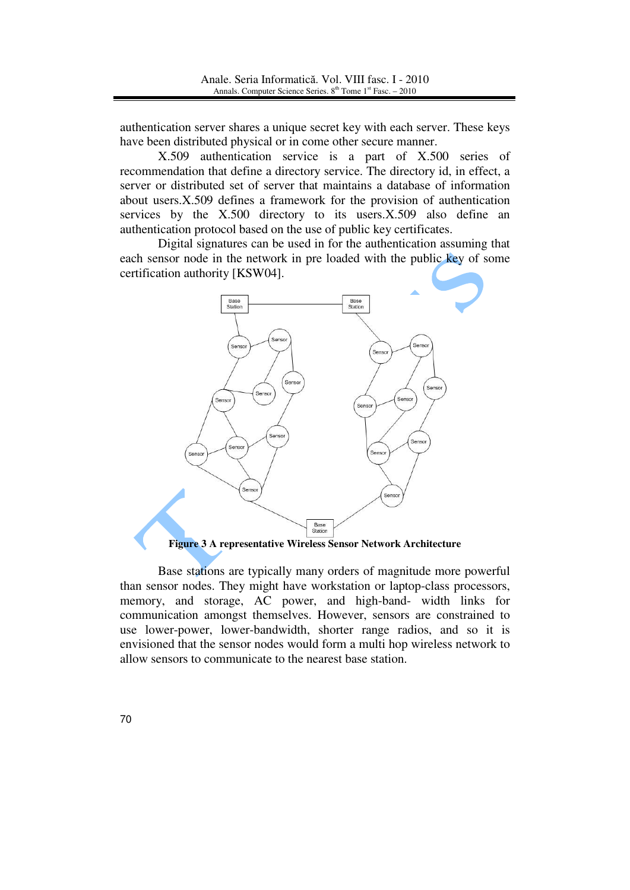authentication server shares a unique secret key with each server. These keys have been distributed physical or in come other secure manner.

X.509 authentication service is a part of X.500 series of recommendation that define a directory service. The directory id, in effect, a server or distributed set of server that maintains a database of information about users.X.509 defines a framework for the provision of authentication services by the X.500 directory to its users.X.509 also define an authentication protocol based on the use of public key certificates.

Digital signatures can be used in for the authentication assuming that each sensor node in the network in pre loaded with the public key of some certification authority [KSW04].

**Figure 3 A representative Wireless Sensor Network Architecture**

Base stations are typically many orders of magnitude more powerful than sensor nodes. They might have workstation or laptop-class processors, memory, and storage, AC power, and high-band- width links for communication amongst themselves. However, sensors are constrained to use lower-power, lower-bandwidth, shorter range radios, and so it is envisioned that the sensor nodes would form a multi hop wireless network to allow sensors to communicate to the nearest base station.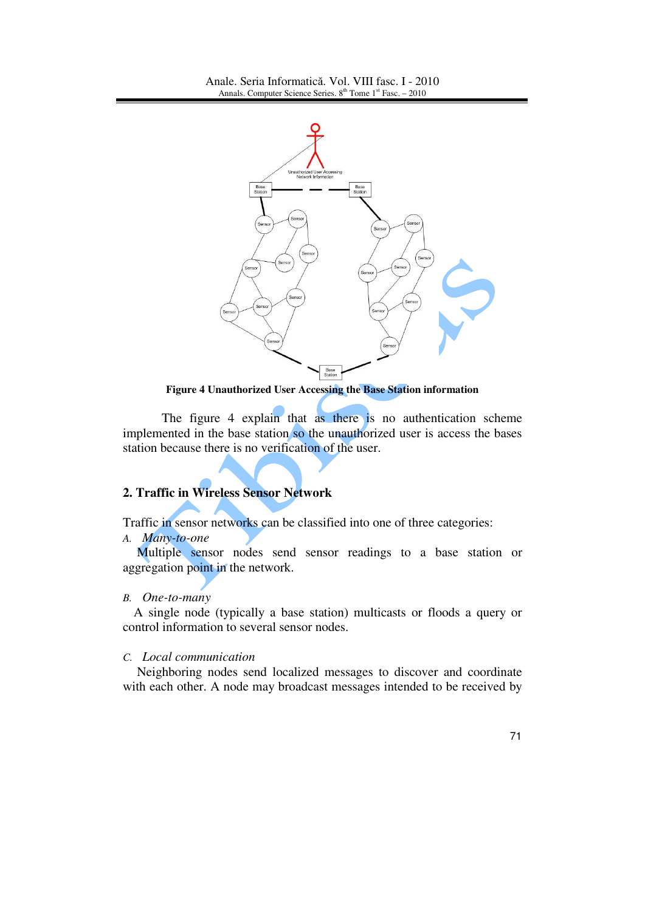**Figure 4 Unauthorized User Accessing the Base Station information**

The figure 4 explain that as there is no authentication scheme implemented in the base station so the unauthorized user is access the bases station because there is no verification of the user.

## 2. Traffic in Wireless Sensor Network

Traffic in sensor networks can be classified into one of three categories:

A. *Many-to-one*

Multiple sensor nodes send sensor readings to a base station or aggregation point in the network.

B. *One-to-many*

A single node (typically a base station) multicasts or floods a query or control information to several sensor nodes.

C. *Local communication*

Neighboring nodes send localized messages to discover and coordinate with each other. A node may broadcast messages intended to be received by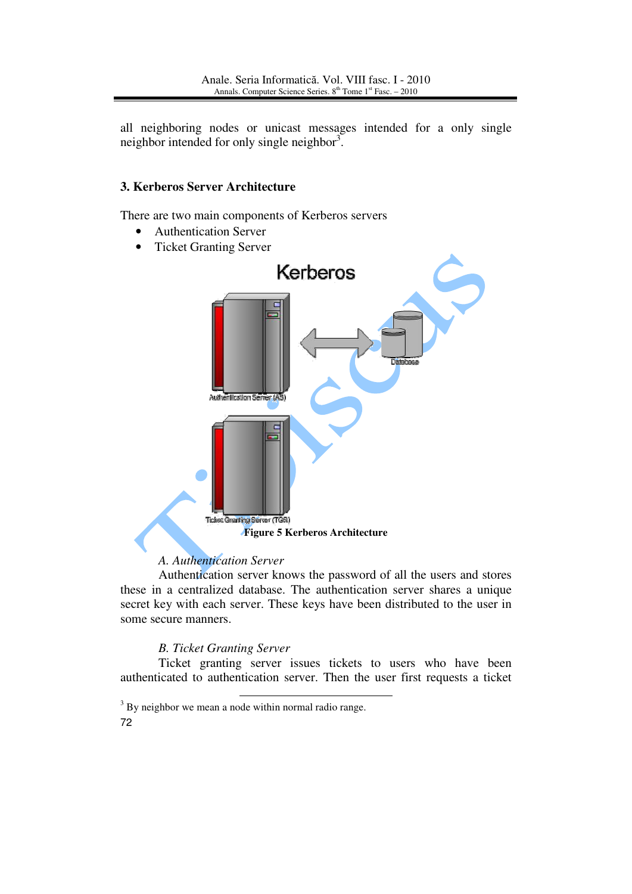all neighboring nodes or unicast messages intended for a only single neighbor intended for only single neighbor[3].

## 3. Kerberos Server Architecture

There are two main components of Kerberos servers

- Authentication Server
- Ticket Granting Server

**Figure 5 Kerberos Architecture**

*A. Authentication Server*

Authentication server knows the password of all the users and stores these in a centralized database. The authentication server shares a unique secret key with each server. These keys have been distributed to the user in some secure manners.

*B. Ticket Granting Server*

Ticket granting server issues tickets to users who have been authenticated to authentication server. Then the user first requests a ticket

[3] By neighbor we mean a node within normal radio range.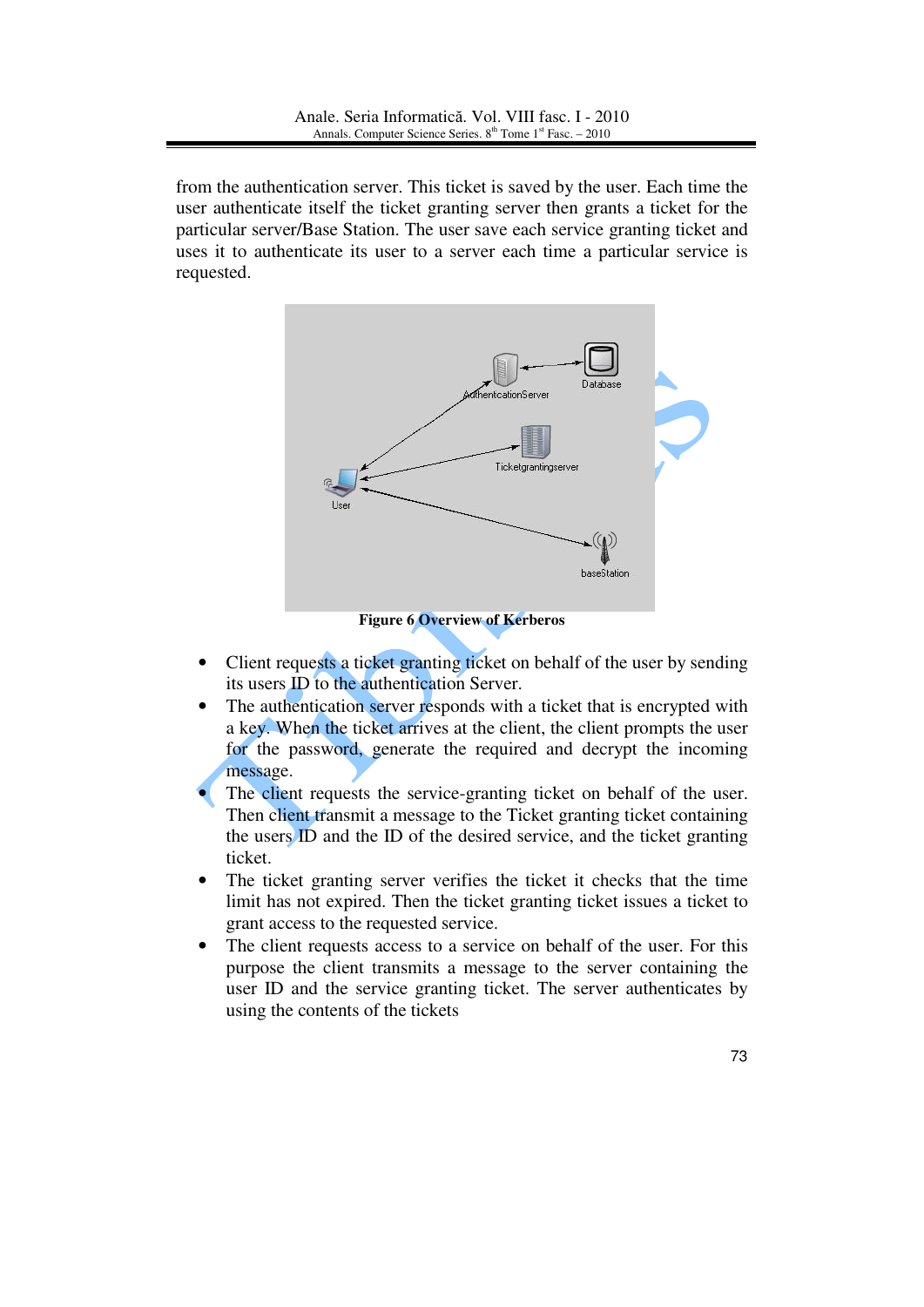from the authentication server. This ticket is saved by the user. Each time the user authenticate itself the ticket granting server then grants a ticket for the particular server/Base Station. The user save each service granting ticket and uses it to authenticate its user to a server each time a particular service is requested.

**Figure 6 Overview of Kerberos**

- Client requests a ticket granting ticket on behalf of the user by sending its users ID to the authentication Server.
- The authentication server responds with a ticket that is encrypted with a key. When the ticket arrives at the client, the client prompts the user for the password, generate the required and decrypt the incoming message.
- The client requests the service-granting ticket on behalf of the user. Then client transmit a message to the Ticket granting ticket containing the users ID and the ID of the desired service, and the ticket granting ticket.
- The ticket granting server verifies the ticket it checks that the time limit has not expired. Then the ticket granting ticket issues a ticket to grant access to the requested service.
- The client requests access to a service on behalf of the user. For this purpose the client transmits a message to the server containing the user ID and the service granting ticket. The server authenticates by using the contents of the tickets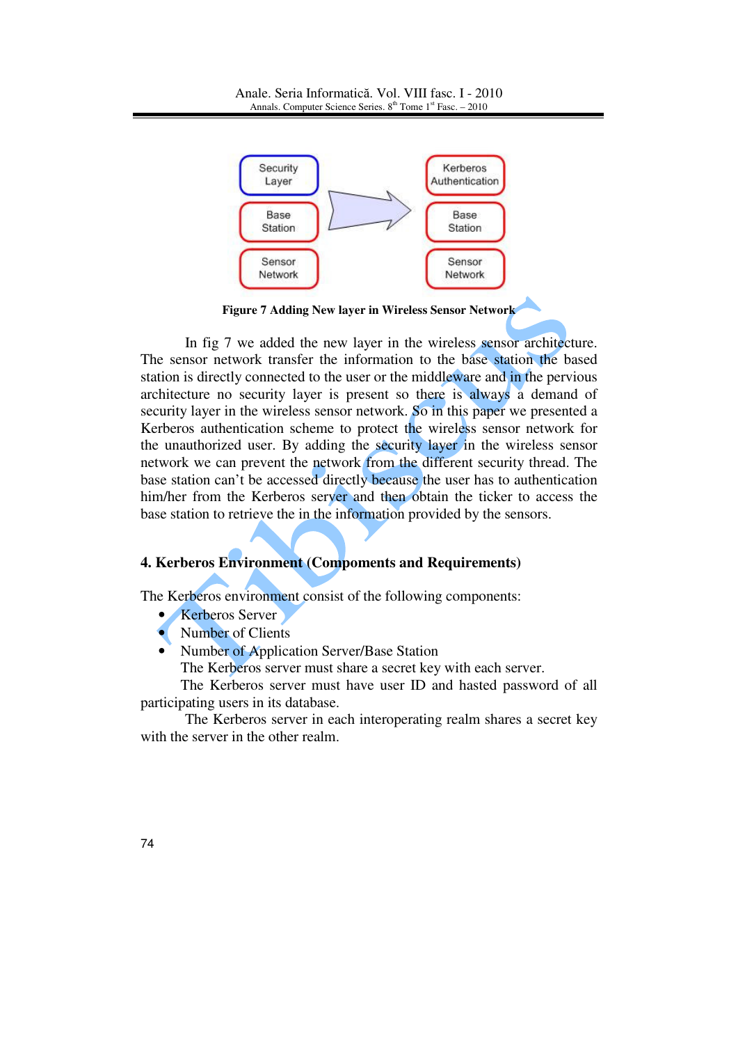Figure 7 Adding New layer in Wireless Sensor Network

In fig 7 we added the new layer in the wireless sensor architecture. The sensor network transfer the information to the base station the based station is directly connected to the user or the middleware and in the pervious architecture no security layer is present so there is always a demand of security layer in the wireless sensor network. So in this paper we presented a Kerberos authentication scheme to protect the wireless sensor network for the unauthorized user. By adding the security layer in the wireless sensor network we can prevent the network from the different security thread. The base station can't be accessed directly because the user has to authentication him/her from the Kerberos server and then obtain the ticker to access the base station to retrieve the in the information provided by the sensors.

## 4. Kerberos Environment (Compoments and Requirements)

The Kerberos environment consist of the following components:

- Kerberos Server
- Number of Clients
- Number of Application Server/Base Station

The Kerberos server must share a secret key with each server.

The Kerberos server must have user ID and hasted password of all participating users in its database.

The Kerberos server in each interoperating realm shares a secret key with the server in the other realm.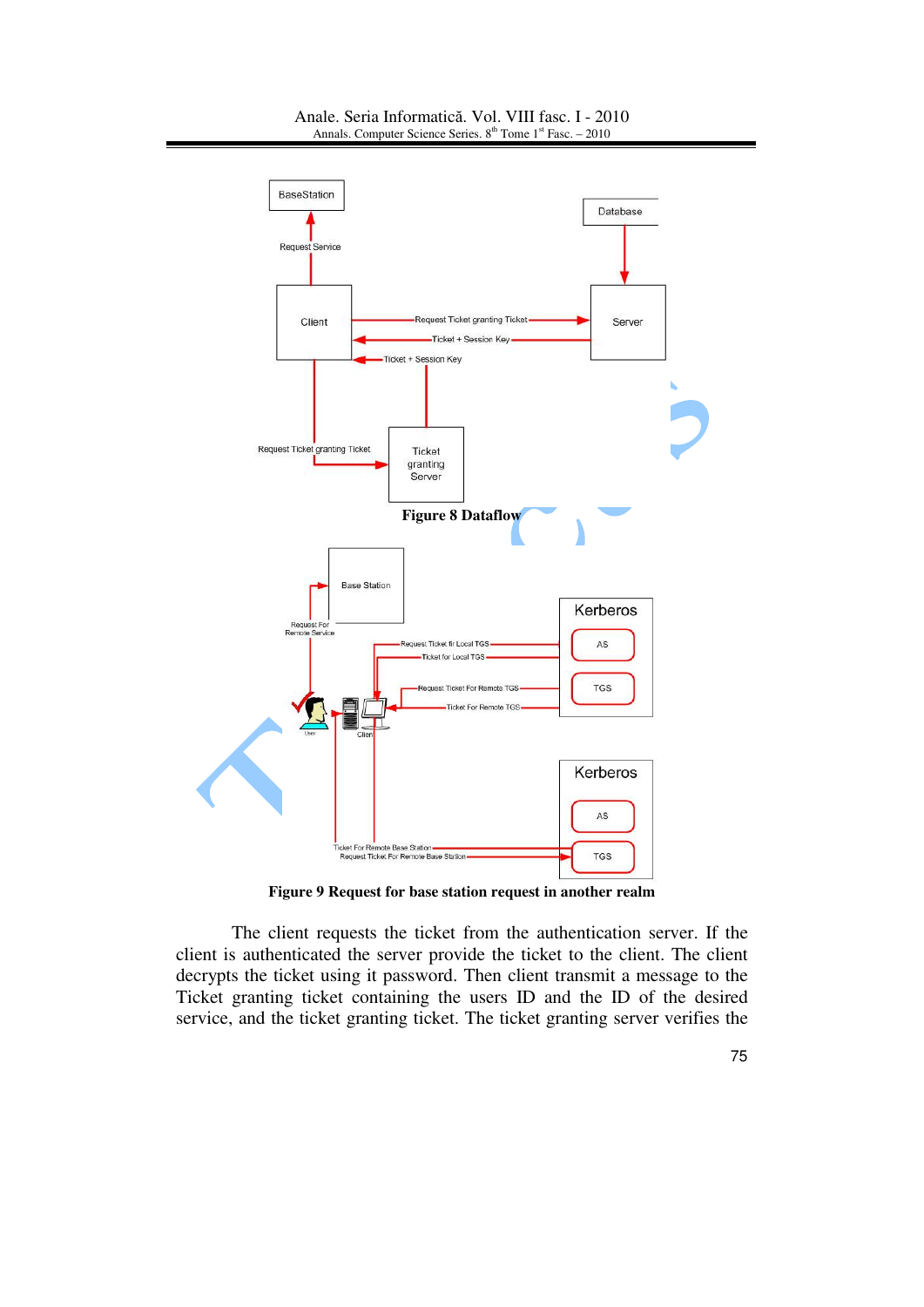**Figure 8 Dataflow**

**Figure 9 Request for base station request in another realm**

The client requests the ticket from the authentication server. If the client is authenticated the server provide the ticket to the client. The client decrypts the ticket using it password. Then client transmit a message to the Ticket granting ticket containing the users ID and the ID of the desired service, and the ticket granting ticket. The ticket granting server verifies the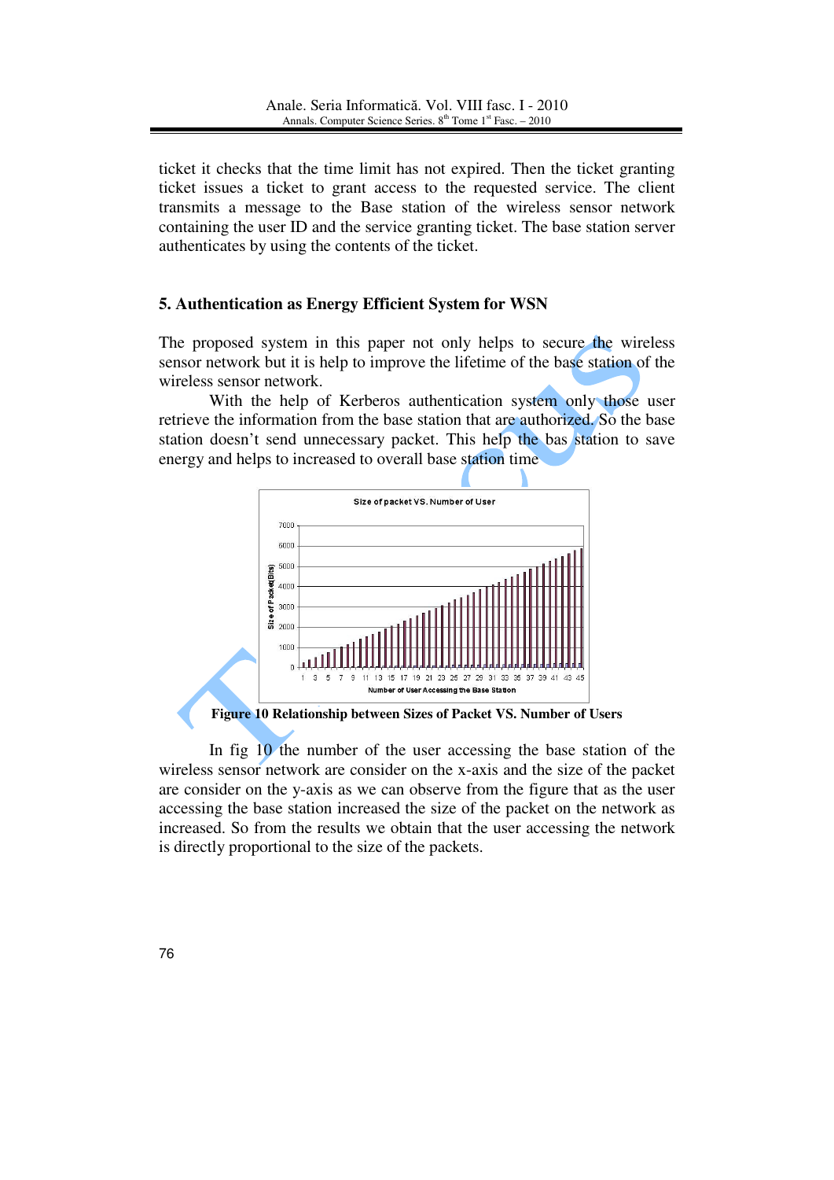ticket it checks that the time limit has not expired. Then the ticket granting ticket issues a ticket to grant access to the requested service. The client transmits a message to the Base station of the wireless sensor network containing the user ID and the service granting ticket. The base station server authenticates by using the contents of the ticket.

## 5. Authentication as Energy Efficient System for WSN

The proposed system in this paper not only helps to secure the wireless sensor network but it is help to improve the lifetime of the base station of the wireless sensor network.

With the help of Kerberos authentication system only those user retrieve the information from the base station that are authorized. So the base station doesn't send unnecessary packet. This help the bas station to save energy and helps to increased to overall base station time

**Figure 10 Relationship between Sizes of Packet VS. Number of Users**

In fig 10 the number of the user accessing the base station of the wireless sensor network are consider on the x-axis and the size of the packet are consider on the y-axis as we can observe from the figure that as the user accessing the base station increased the size of the packet on the network as increased. So from the results we obtain that the user accessing the network is directly proportional to the size of the packets.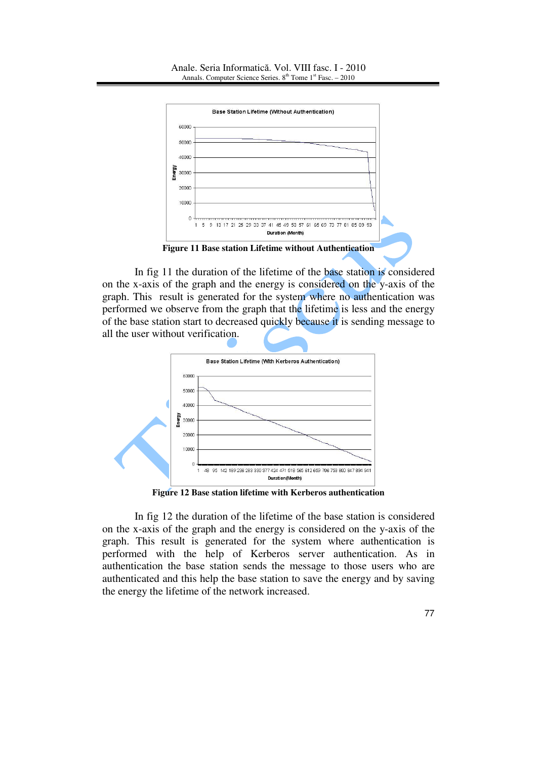Figure 11 Base station Lifetime without Authentication

In fig 11 the duration of the lifetime of the base station is considered on the x-axis of the graph and the energy is considered on the y-axis of the graph. This result is generated for the system where no authentication was performed we observe from the graph that the lifetime is less and the energy of the base station start to decreased quickly because it is sending message to all the user without verification.

Figure 12 Base station lifetime with Kerberos authentication

In fig 12 the duration of the lifetime of the base station is considered on the x-axis of the graph and the energy is considered on the y-axis of the graph. This result is generated for the system where authentication is performed with the help of Kerberos server authentication. As in authentication the base station sends the message to those users who are authenticated and this help the base station to save the energy and by saving the energy the lifetime of the network increased.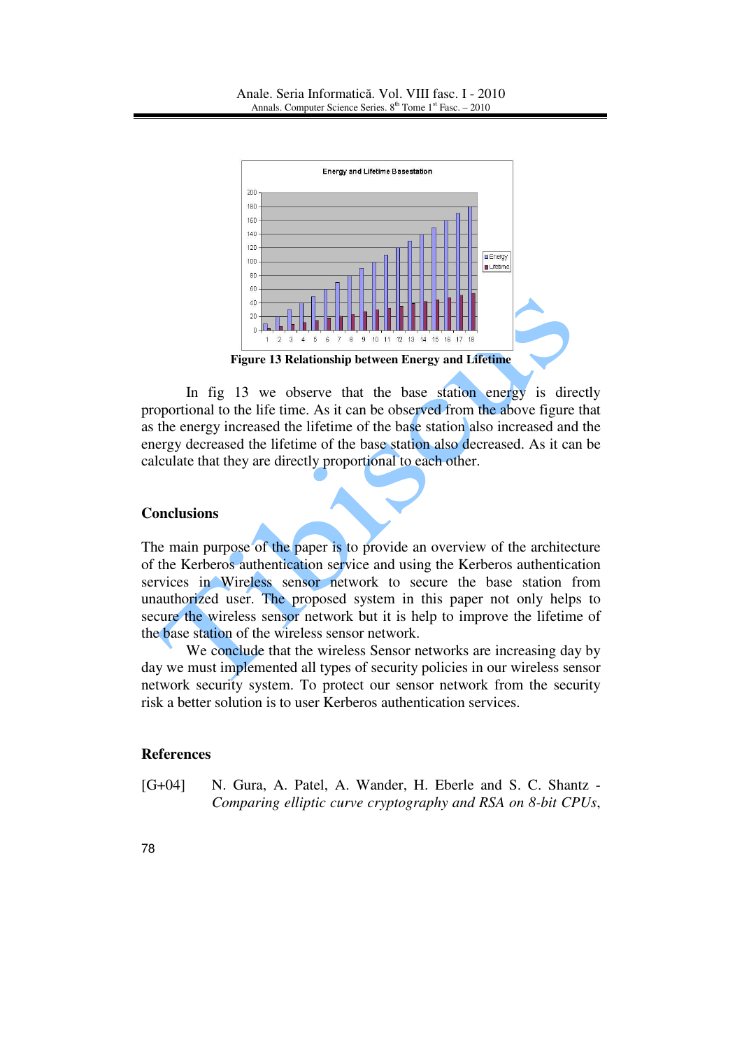Figure 13 Relationship between Energy and Lifetime

In fig 13 we observe that the base station energy is directly proportional to the life time. As it can be observed from the above figure that as the energy increased the lifetime of the base station also increased and the energy decreased the lifetime of the base station also decreased. As it can be calculate that they are directly proportional to each other.

## Conclusions

The main purpose of the paper is to provide an overview of the architecture of the Kerberos authentication service and using the Kerberos authentication services in Wireless sensor network to secure the base station from unauthorized user. The proposed system in this paper not only helps to secure the wireless sensor network but it is help to improve the lifetime of the base station of the wireless sensor network.

We conclude that the wireless Sensor networks are increasing day by day we must implemented all types of security policies in our wireless sensor network security system. To protect our sensor network from the security risk a better solution is to user Kerberos authentication services.

## References

[G+04] N. Gura, A. Patel, A. Wander, H. Eberle and S. C. Shantz - *Comparing elliptic curve cryptography and RSA on 8-bit CPUs*,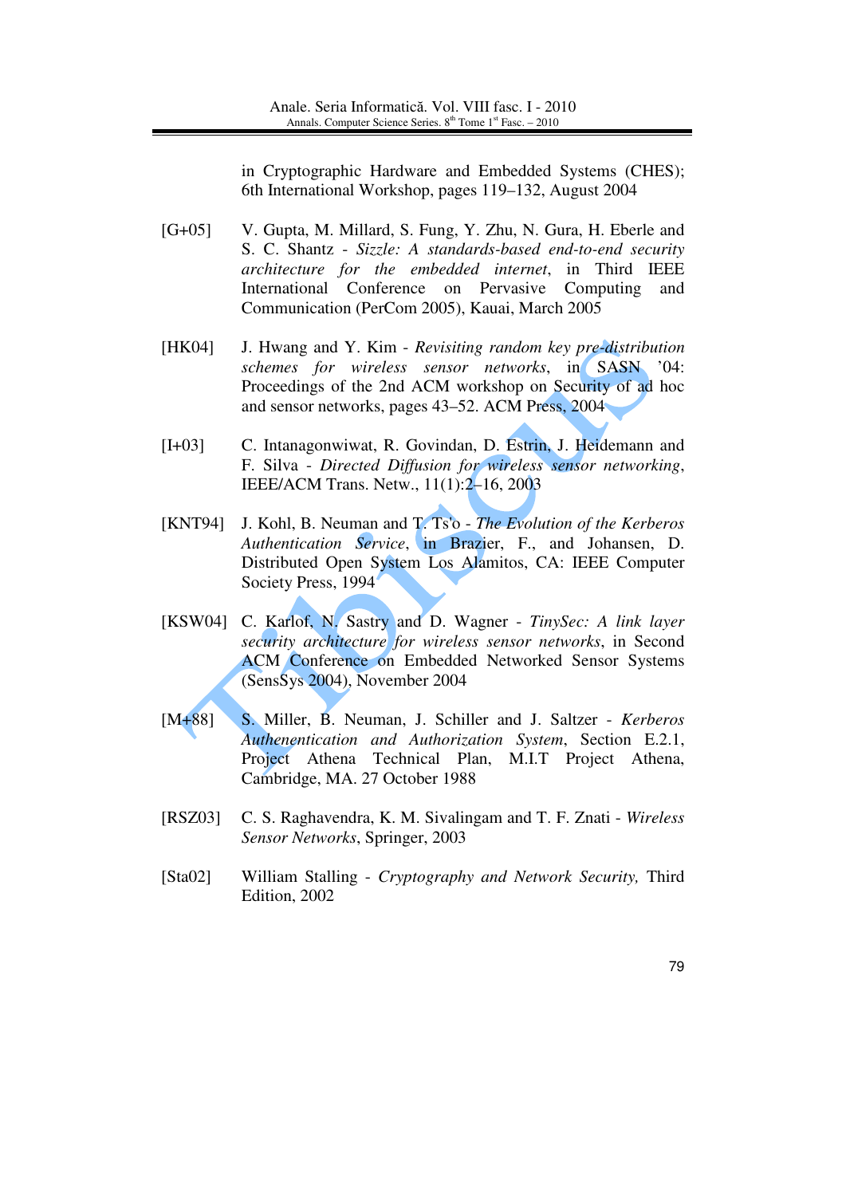in Cryptographic Hardware and Embedded Systems (CHES); 6th International Workshop, pages 119–132, August 2004

[G+05] V. Gupta, M. Millard, S. Fung, Y. Zhu, N. Gura, H. Eberle and S. C. Shantz - *Sizzle: A standards-based end-to-end security architecture for the embedded internet*, in Third IEEE International Conference on Pervasive Computing and Communication (PerCom 2005), Kauai, March 2005

[HK04] J. Hwang and Y. Kim - *Revisiting random key pre-distribution schemes for wireless sensor networks*, in SASN '04: Proceedings of the 2nd ACM workshop on Security of ad hoc and sensor networks, pages 43–52. ACM Press, 2004

[I+03] C. Intanagonwiwat, R. Govindan, D. Estrin, J. Heidemann and F. Silva - *Directed Diffusion for wireless sensor networking*, IEEE/ACM Trans. Netw., 11(1):2–16, 2003

[KNT94] J. Kohl, B. Neuman and T. Ts'o - *The Evolution of the Kerberos Authentication Service*, in Brazier, F., and Johansen, D. Distributed Open System Los Alamitos, CA: IEEE Computer Society Press, 1994

[KSW04] C. Karlof, N. Sastry and D. Wagner - *TinySec: A link layer security architecture for wireless sensor networks*, in Second ACM Conference on Embedded Networked Sensor Systems (SensSys 2004), November 2004

[M+88] S. Miller, B. Neuman, J. Schiller and J. Saltzer - *Kerberos Authenentication and Authorization System*, Section E.2.1, Project Athena Technical Plan, M.I.T Project Athena, Cambridge, MA. 27 October 1988

[RSZ03] C. S. Raghavendra, K. M. Sivalingam and T. F. Znati - *Wireless Sensor Networks*, Springer, 2003

[Sta02] William Stalling - *Cryptography and Network Security,* Third Edition, 2002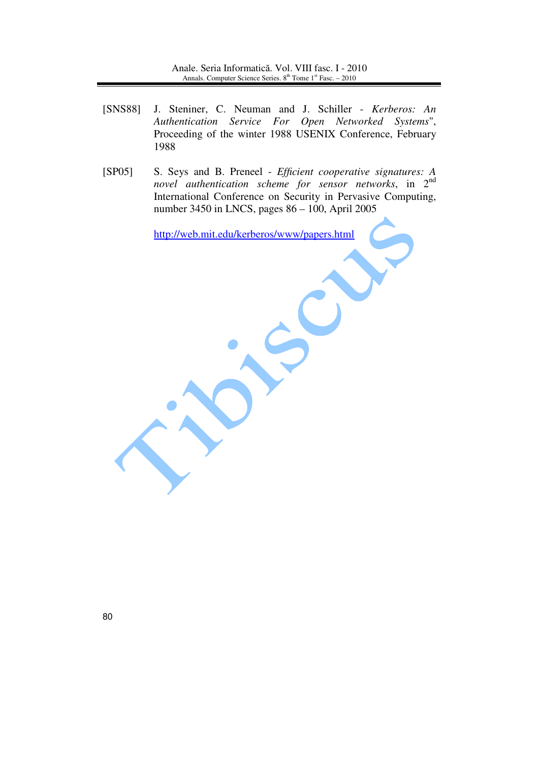[SNS88] J. Steniner, C. Neuman and J. Schiller - *Kerberos: An Authentication Service For Open Networked Systems*", Proceeding of the winter 1988 USENIX Conference, February 1988

[SP05] S. Seys and B. Preneel - *Efficient cooperative signatures: A novel authentication scheme for sensor networks*, in 2nd International Conference on Security in Pervasive Computing, number 3450 in LNCS, pages 86 – 100, April 2005

http://web.mit.edu/kerberos/www/papers.html